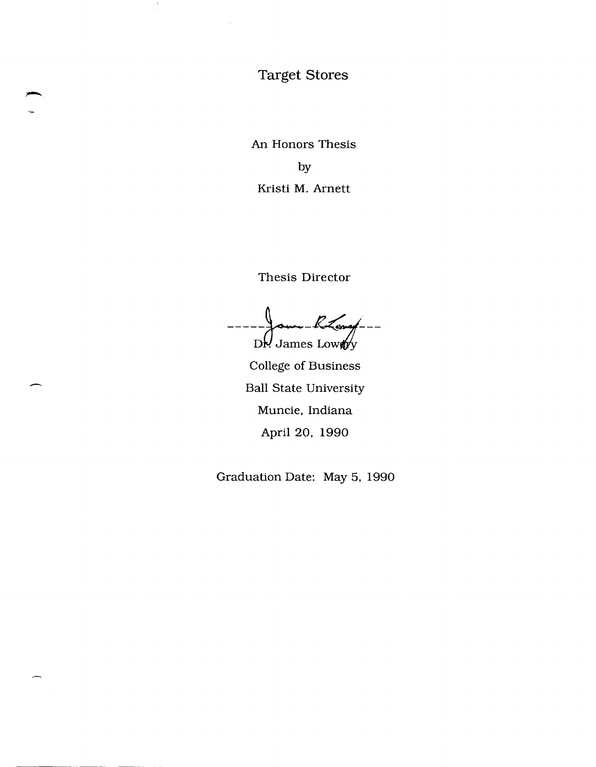# Target Stores

An Honors Thesis

by

Kristi M. Arnett

Thesis Director

Dr. James Lowry

College of Business

Ball State University

Muncie, Indiana

April 20, 1990

Graduation Date: May 5, 1990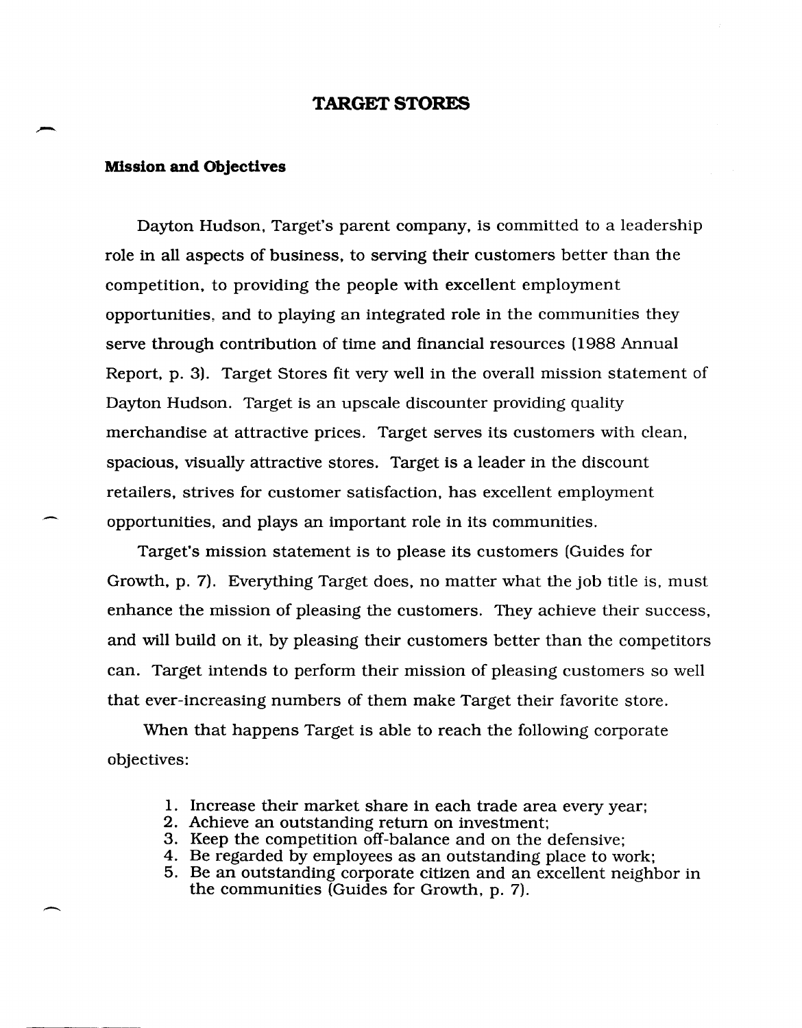# TARGET STORES

## Mission and Objectives

Dayton Hudson, Target's parent company, is committed to a leadership role in all aspects of business, to serving their customers better than the competition, to providing the people with excellent employment opportunities, and to playing an integrated role in the communities they serve through contribution of time and financial resources (1988 Annual Report, p. 3). Target Stores fit very well in the overall mission statement of Dayton Hudson. Target is an upscale discounter providing quality merchandise at attractive prices. Target serves its customers with clean, spacious, visually attractive stores. Target is a leader in the discount retailers, strives for customer satisfaction, has excellent employment opportunities, and plays an important role in its communities.

Target's mission statement is to please its customers (Guides for Growth, p. 7). Everything Target does, no matter what the job title is, must enhance the mission of pleasing the customers. They achieve their success, and will build on it, by pleasing their customers better than the competitors can. Target intends to perform their mission of pleasing customers so well that ever-increasing numbers of them make Target their favorite store.

When that happens Target is able to reach the following corporate objectives:

1. Increase their market share in each trade area every year;
2. Achieve an outstanding return on investment;
3. Keep the competition off-balance and on the defensive;
4. Be regarded by employees as an outstanding place to work;
5. Be an outstanding corporate citizen and an excellent neighbor in the communities (Guides for Growth, p. 7).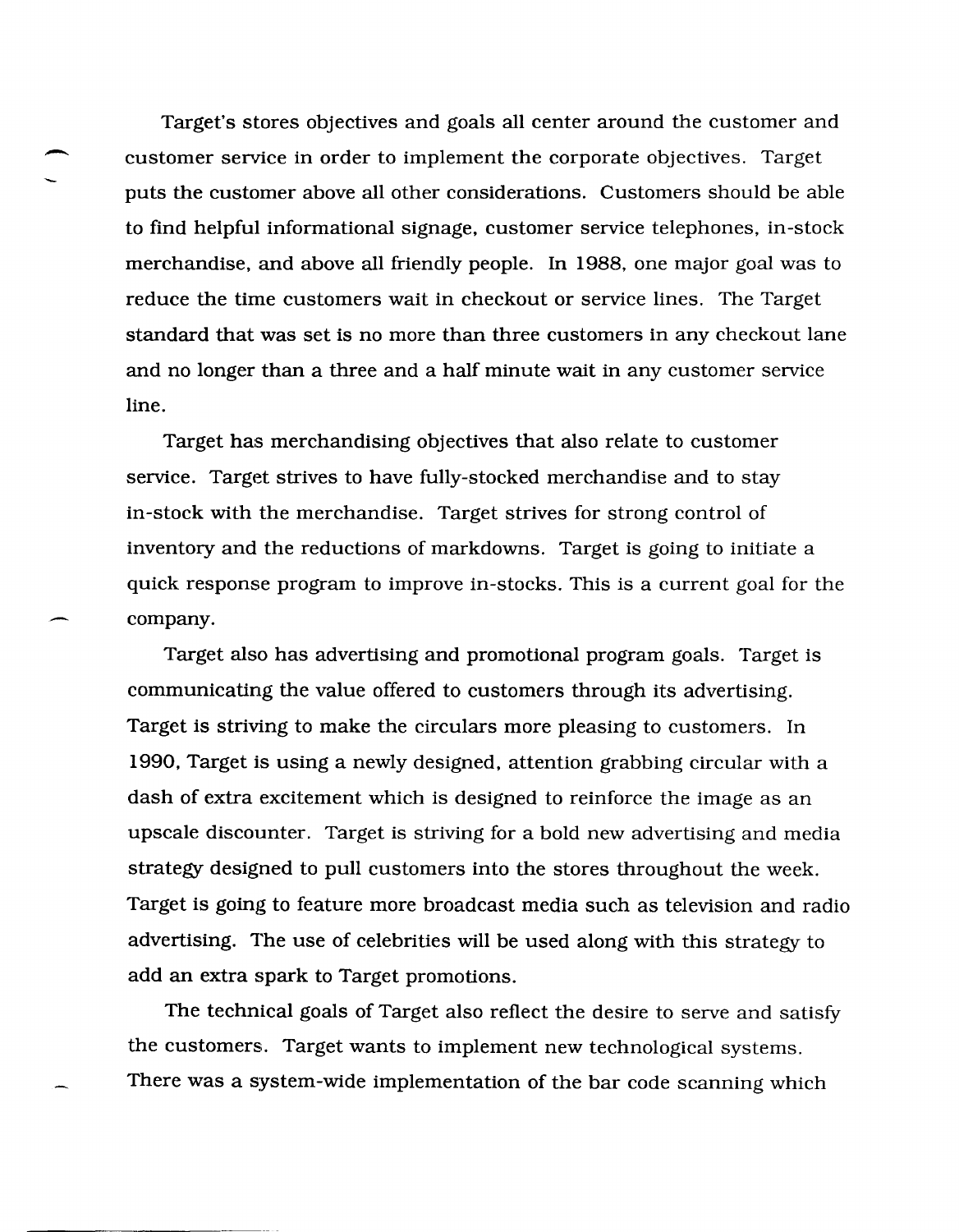Target's stores objectives and goals all center around the customer and customer service in order to implement the corporate objectives. Target puts the customer above all other considerations. Customers should be able to find helpful informational signage, customer service telephones, in-stock merchandise, and above all friendly people. In 1988, one major goal was to reduce the time customers wait in checkout or service lines. The Target standard that was set is no more than three customers in any checkout lane and no longer than a three and a half minute wait in any customer service line.

Target has merchandising objectives that also relate to customer service. Target strives to have fully-stocked merchandise and to stay in-stock with the merchandise. Target strives for strong control of inventory and the reductions of markdowns. Target is going to initiate a quick response program to improve in-stocks. This is a current goal for the company.

Target also has advertising and promotional program goals. Target is communicating the value offered to customers through its advertising. Target is striving to make the circulars more pleasing to customers. In 1990, Target is using a newly designed, attention grabbing circular with a dash of extra excitement which is designed to reinforce the image as an upscale discounter. Target is striving for a bold new advertising and media strategy designed to pull customers into the stores throughout the week. Target is going to feature more broadcast media such as television and radio advertising. The use of celebrities will be used along with this strategy to add an extra spark to Target promotions.

The technical goals of Target also reflect the desire to serve and satisfy the customers. Target wants to implement new technological systems. There was a system-wide implementation of the bar code scanning which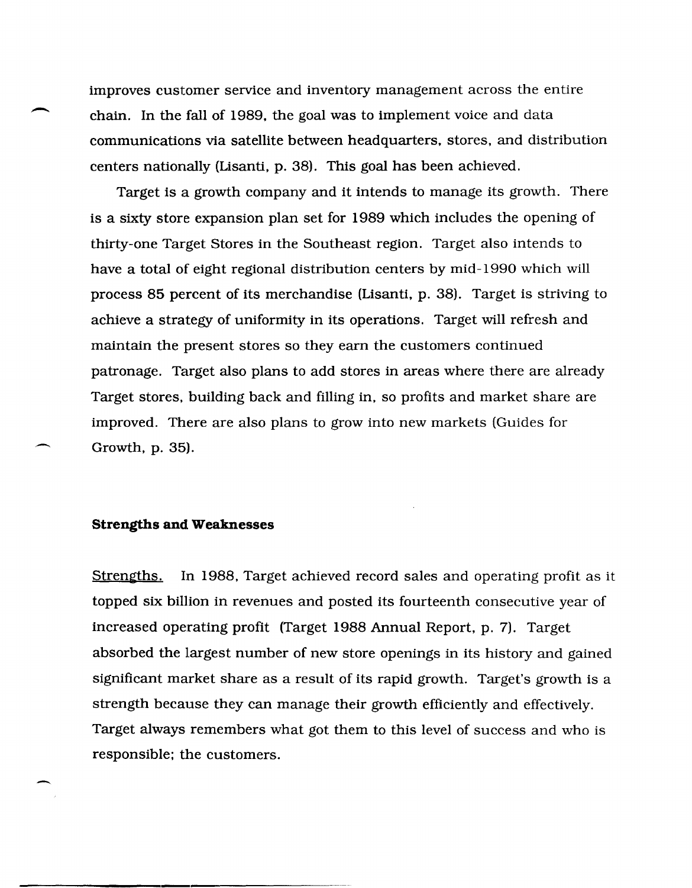improves customer service and inventory management across the entire chain. In the fall of 1989, the goal was to implement voice and data communications via satellite between headquarters, stores, and distribution centers nationally (Lisanti, p. 38). This goal has been achieved.

Target is a growth company and it intends to manage its growth. There is a sixty store expansion plan set for 1989 which includes the opening of thirty-one Target Stores in the Southeast region. Target also intends to have a total of eight regional distribution centers by mid-1990 which will process 85 percent of its merchandise (Lisanti, p. 38). Target is striving to achieve a strategy of uniformity in its operations. Target will refresh and maintain the present stores so they earn the customers continued patronage. Target also plans to add stores in areas where there are already Target stores, building back and filling in, so profits and market share are improved. There are also plans to grow into new markets (Guides for Growth, p. 35).

**Strengths and Weaknesses**

Strengths. In 1988, Target achieved record sales and operating profit as it topped six billion in revenues and posted its fourteenth consecutive year of increased operating profit (Target 1988 Annual Report, p. 7). Target absorbed the largest number of new store openings in its history and gained significant market share as a result of its rapid growth. Target's growth is a strength because they can manage their growth efficiently and effectively. Target always remembers what got them to this level of success and who is responsible; the customers.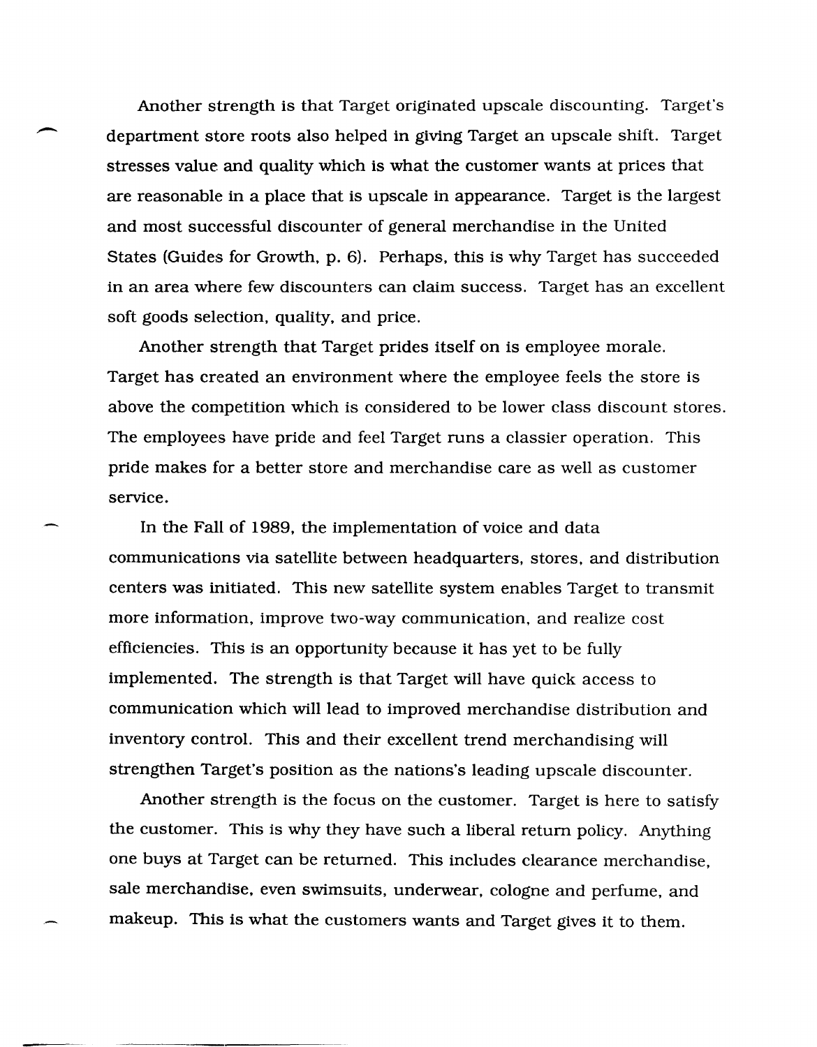Another strength is that Target originated upscale discounting. Target's department store roots also helped in giving Target an upscale shift. Target stresses value and quality which is what the customer wants at prices that are reasonable in a place that is upscale in appearance. Target is the largest and most successful discounter of general merchandise in the United States (Guides for Growth, p. 6). Perhaps, this is why Target has succeeded in an area where few discounters can claim success. Target has an excellent soft goods selection, quality, and price.

Another strength that Target prides itself on is employee morale. Target has created an environment where the employee feels the store is above the competition which is considered to be lower class discount stores. The employees have pride and feel Target runs a classier operation. This pride makes for a better store and merchandise care as well as customer service.

In the Fall of 1989, the implementation of voice and data communications via satellite between headquarters, stores, and distribution centers was initiated. This new satellite system enables Target to transmit more information, improve two-way communication, and realize cost efficiencies. This is an opportunity because it has yet to be fully implemented. The strength is that Target will have quick access to communication which will lead to improved merchandise distribution and inventory control. This and their excellent trend merchandising will strengthen Target's position as the nations's leading upscale discounter.

Another strength is the focus on the customer. Target is here to satisfy the customer. This is why they have such a liberal return policy. Anything one buys at Target can be returned. This includes clearance merchandise, sale merchandise, even swimsuits, underwear, cologne and perfume, and makeup. This is what the customers wants and Target gives it to them.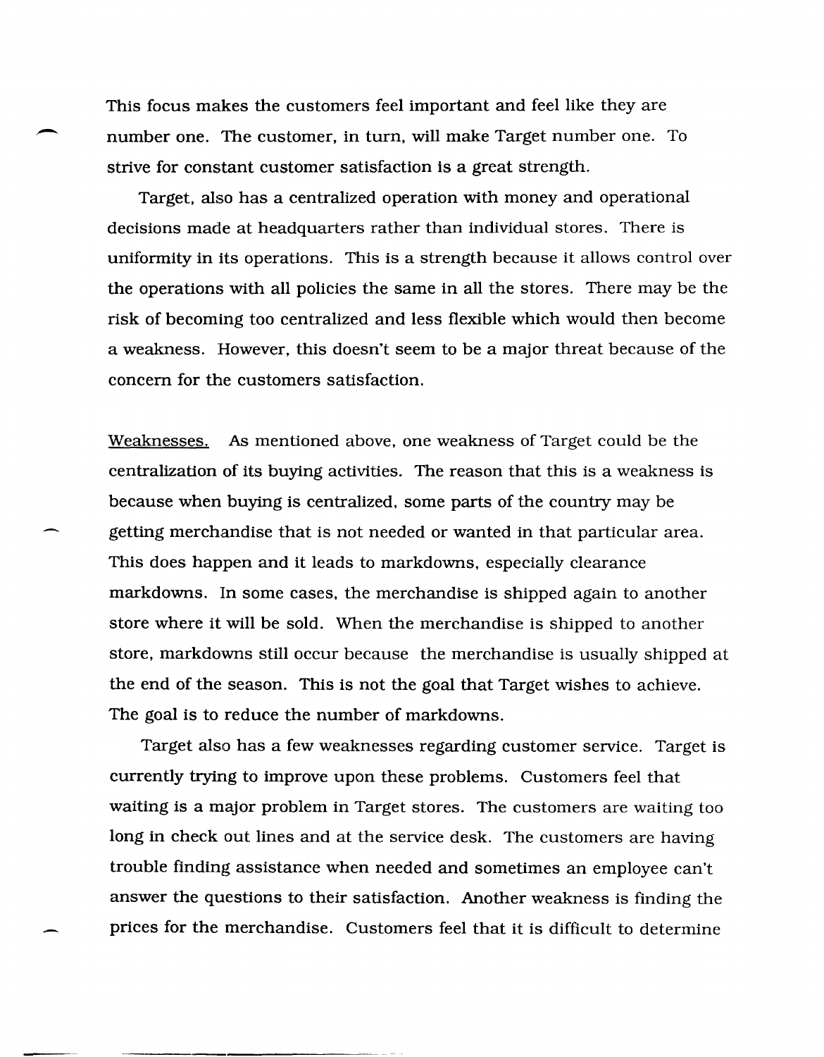This focus makes the customers feel important and feel like they are number one. The customer, in turn, will make Target number one. To strive for constant customer satisfaction is a great strength.

Target, also has a centralized operation with money and operational decisions made at headquarters rather than individual stores. There is uniformity in its operations. This is a strength because it allows control over the operations with all policies the same in all the stores. There may be the risk of becoming too centralized and less flexible which would then become a weakness. However, this doesn't seem to be a major threat because of the concern for the customers satisfaction.

<u>Weaknesses.</u> As mentioned above, one weakness of Target could be the centralization of its buying activities. The reason that this is a weakness is because when buying is centralized, some parts of the country may be getting merchandise that is not needed or wanted in that particular area. This does happen and it leads to markdowns, especially clearance markdowns. In some cases, the merchandise is shipped again to another store where it will be sold. When the merchandise is shipped to another store, markdowns still occur because the merchandise is usually shipped at the end of the season. This is not the goal that Target wishes to achieve. The goal is to reduce the number of markdowns.

Target also has a few weaknesses regarding customer service. Target is currently trying to improve upon these problems. Customers feel that waiting is a major problem in Target stores. The customers are waiting too long in check out lines and at the service desk. The customers are having trouble finding assistance when needed and sometimes an employee can't answer the questions to their satisfaction. Another weakness is finding the prices for the merchandise. Customers feel that it is difficult to determine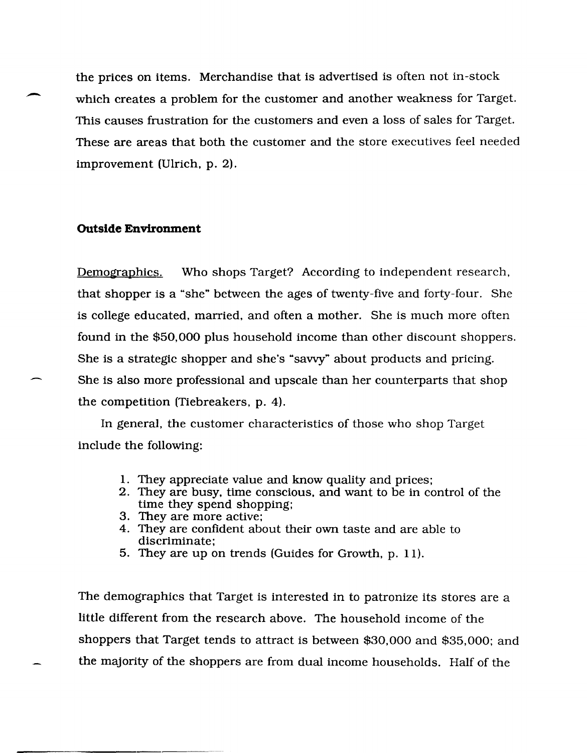the prices on items. Merchandise that is advertised is often not in-stock which creates a problem for the customer and another weakness for Target. This causes frustration for the customers and even a loss of sales for Target. These are areas that both the customer and the store executives feel needed improvement (Ulrich, p. 2).

**Outside Environment**

Demographics. Who shops Target? According to independent research, that shopper is a "she" between the ages of twenty-five and forty-four. She is college educated, married, and often a mother. She is much more often found in the $50,000 plus household income than other discount shoppers. She is a strategic shopper and she's "savvy" about products and pricing. She is also more professional and upscale than her counterparts that shop the competition (Tiebreakers, p. 4).

In general, the customer characteristics of those who shop Target include the following:

1. They appreciate value and know quality and prices;
2. They are busy, time conscious, and want to be in control of the time they spend shopping;
3. They are more active;
4. They are confident about their own taste and are able to discriminate;
5. They are up on trends (Guides for Growth, p. 11).

The demographics that Target is interested in to patronize its stores are a little different from the research above. The household income of the shoppers that Target tends to attract is between $30,000 and $35,000; and the majority of the shoppers are from dual income households. Half of the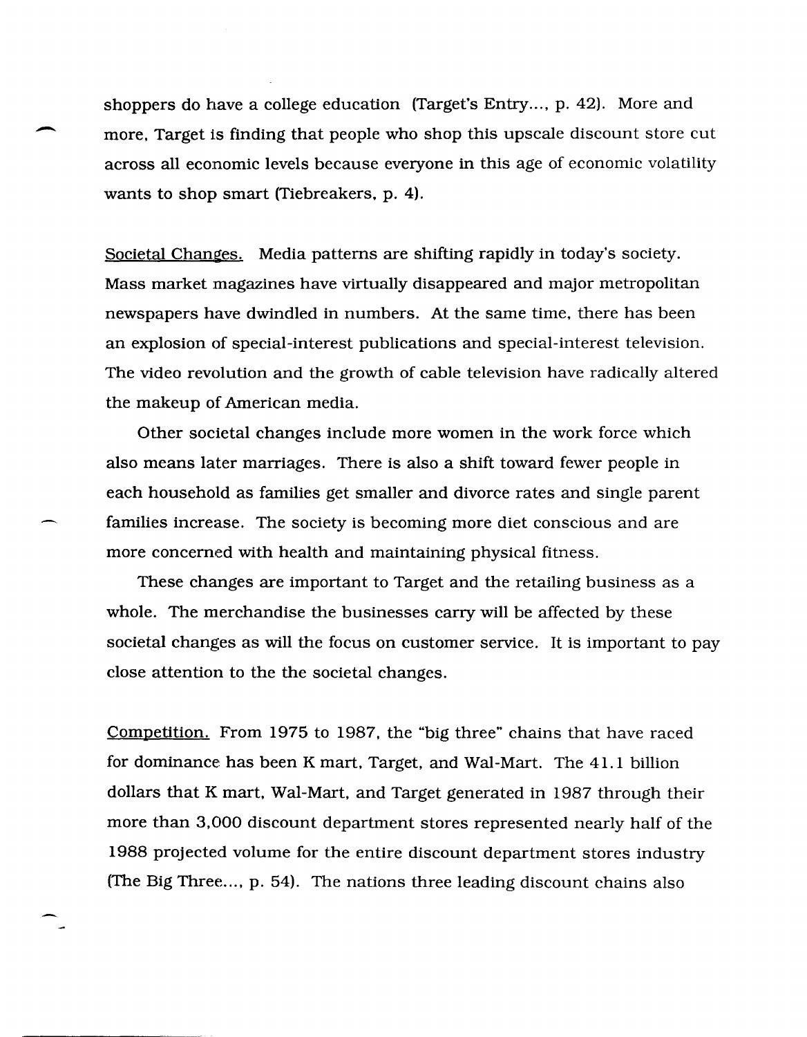shoppers do have a college education (Target's Entry..., p. 42). More and more, Target is finding that people who shop this upscale discount store cut across all economic levels because everyone in this age of economic volatility wants to shop smart (Tiebreakers, p. 4).

<u>Societal Changes.</u> Media patterns are shifting rapidly in today's society. Mass market magazines have virtually disappeared and major metropolitan newspapers have dwindled in numbers. At the same time, there has been an explosion of special-interest publications and special-interest television. The video revolution and the growth of cable television have radically altered the makeup of American media.

Other societal changes include more women in the work force which also means later marriages. There is also a shift toward fewer people in each household as families get smaller and divorce rates and single parent families increase. The society is becoming more diet conscious and are more concerned with health and maintaining physical fitness.

These changes are important to Target and the retailing business as a whole. The merchandise the businesses carry will be affected by these societal changes as will the focus on customer service. It is important to pay close attention to the the societal changes.

<u>Competition.</u> From 1975 to 1987, the "big three" chains that have raced for dominance has been K mart, Target, and Wal-Mart. The 41.1 billion dollars that K mart, Wal-Mart, and Target generated in 1987 through their more than 3,000 discount department stores represented nearly half of the 1988 projected volume for the entire discount department stores industry (The Big Three..., p. 54). The nations three leading discount chains also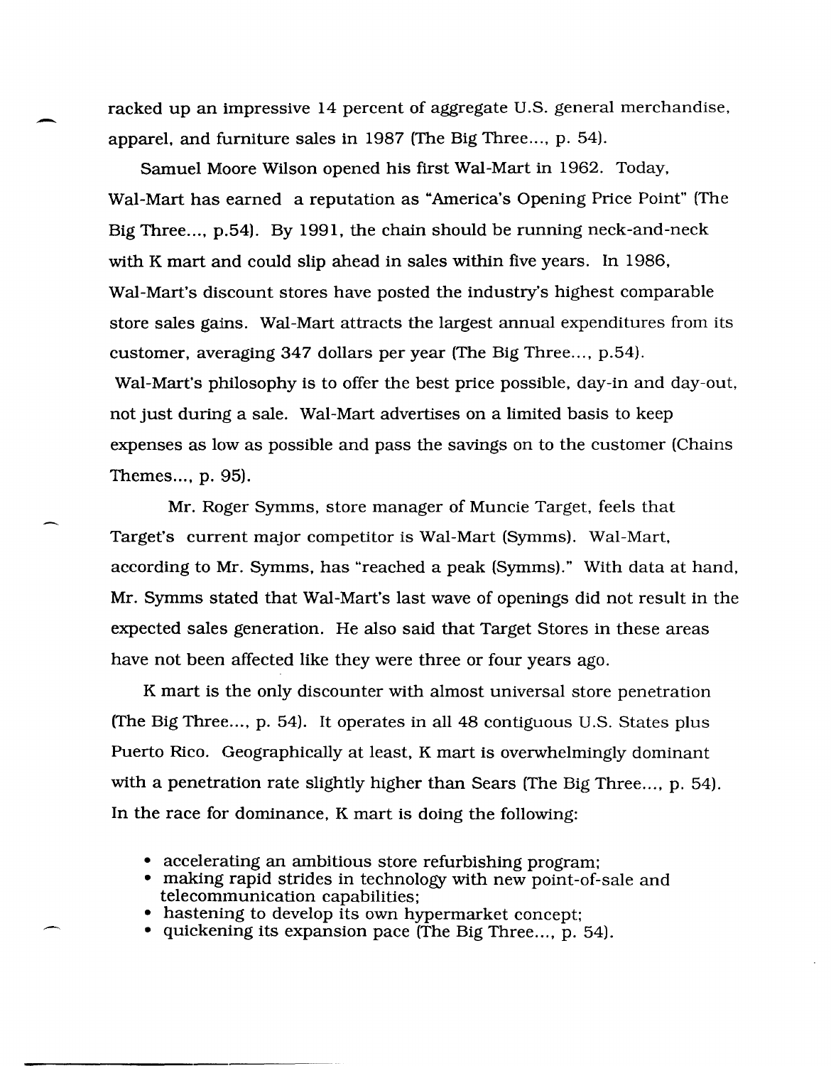racked up an impressive 14 percent of aggregate U.S. general merchandise, apparel, and furniture sales in 1987 (The Big Three..., p. 54).

Samuel Moore Wilson opened his first Wal-Mart in 1962. Today, Wal-Mart has earned a reputation as "America's Opening Price Point" (The Big Three..., p.54). By 1991, the chain should be running neck-and-neck with K mart and could slip ahead in sales within five years. In 1986, Wal-Mart's discount stores have posted the industry's highest comparable store sales gains. Wal-Mart attracts the largest annual expenditures from its customer, averaging 347 dollars per year (The Big Three..., p.54). Wal-Mart's philosophy is to offer the best price possible, day-in and day-out, not just during a sale. Wal-Mart advertises on a limited basis to keep expenses as low as possible and pass the savings on to the customer (Chains Themes..., p. 95).

Mr. Roger Symms, store manager of Muncie Target, feels that Target's current major competitor is Wal-Mart (Symms). Wal-Mart, according to Mr. Symms, has "reached a peak (Symms)." With data at hand, Mr. Symms stated that Wal-Mart's last wave of openings did not result in the expected sales generation. He also said that Target Stores in these areas have not been affected like they were three or four years ago.

K mart is the only discounter with almost universal store penetration (The Big Three..., p. 54). It operates in all 48 contiguous U.S. States plus Puerto Rico. Geographically at least, K mart is overwhelmingly dominant with a penetration rate slightly higher than Sears (The Big Three..., p. 54). In the race for dominance, K mart is doing the following:

- accelerating an ambitious store refurbishing program;
- making rapid strides in technology with new point-of-sale and telecommunication capabilities;
- hastening to develop its own hypermarket concept;
- quickening its expansion pace (The Big Three..., p. 54).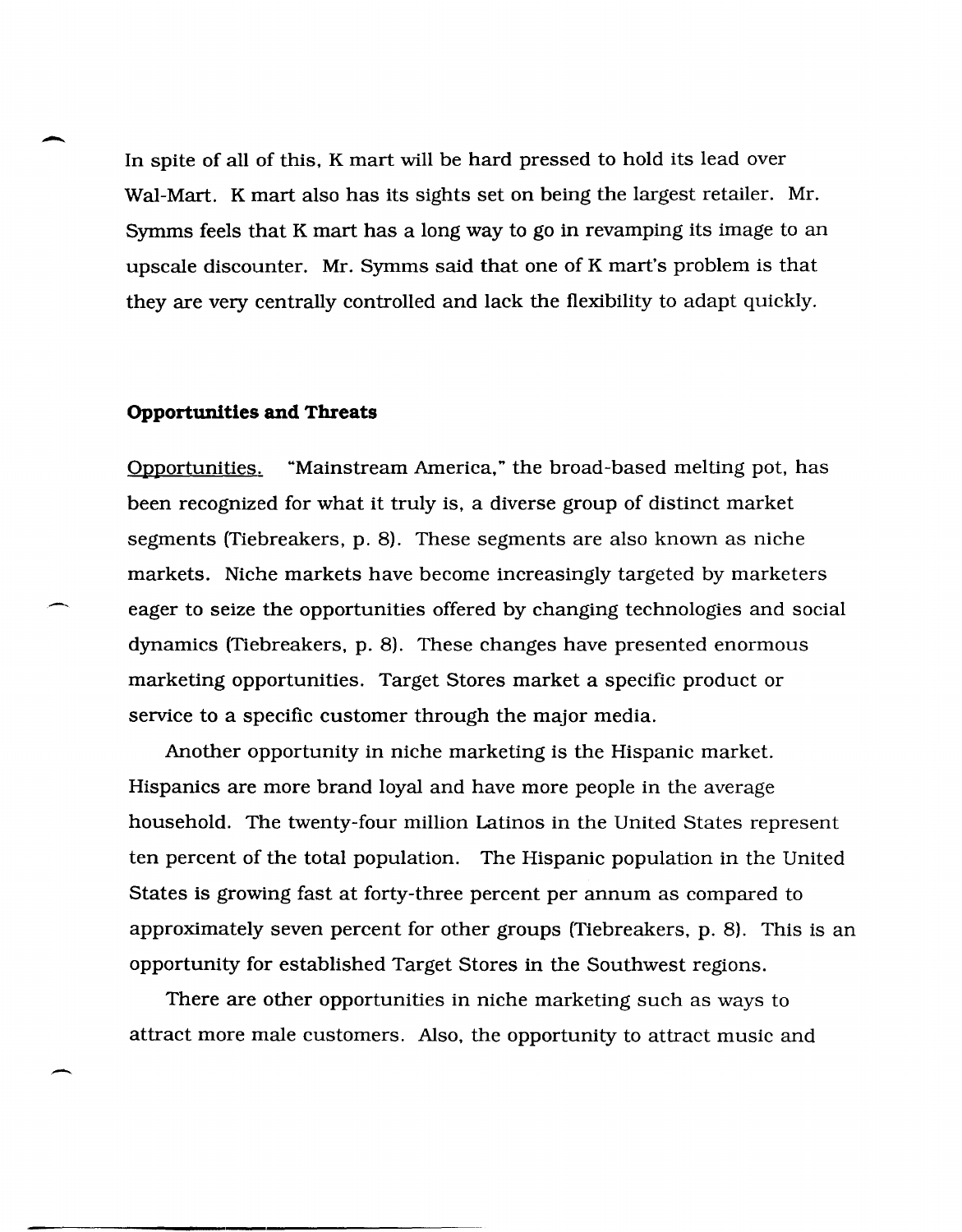In spite of all of this, K mart will be hard pressed to hold its lead over Wal-Mart. K mart also has its sights set on being the largest retailer. Mr. Symms feels that K mart has a long way to go in revamping its image to an upscale discounter. Mr. Symms said that one of K mart's problem is that they are very centrally controlled and lack the flexibility to adapt quickly.

**Opportunities and Threats**

Opportunities. "Mainstream America," the broad-based melting pot, has been recognized for what it truly is, a diverse group of distinct market segments (Tiebreakers, p. 8). These segments are also known as niche markets. Niche markets have become increasingly targeted by marketers eager to seize the opportunities offered by changing technologies and social dynamics (Tiebreakers, p. 8). These changes have presented enormous marketing opportunities. Target Stores market a specific product or service to a specific customer through the major media.

Another opportunity in niche marketing is the Hispanic market. Hispanics are more brand loyal and have more people in the average household. The twenty-four million Latinos in the United States represent ten percent of the total population. The Hispanic population in the United States is growing fast at forty-three percent per annum as compared to approximately seven percent for other groups (Tiebreakers, p. 8). This is an opportunity for established Target Stores in the Southwest regions.

There are other opportunities in niche marketing such as ways to attract more male customers. Also, the opportunity to attract music and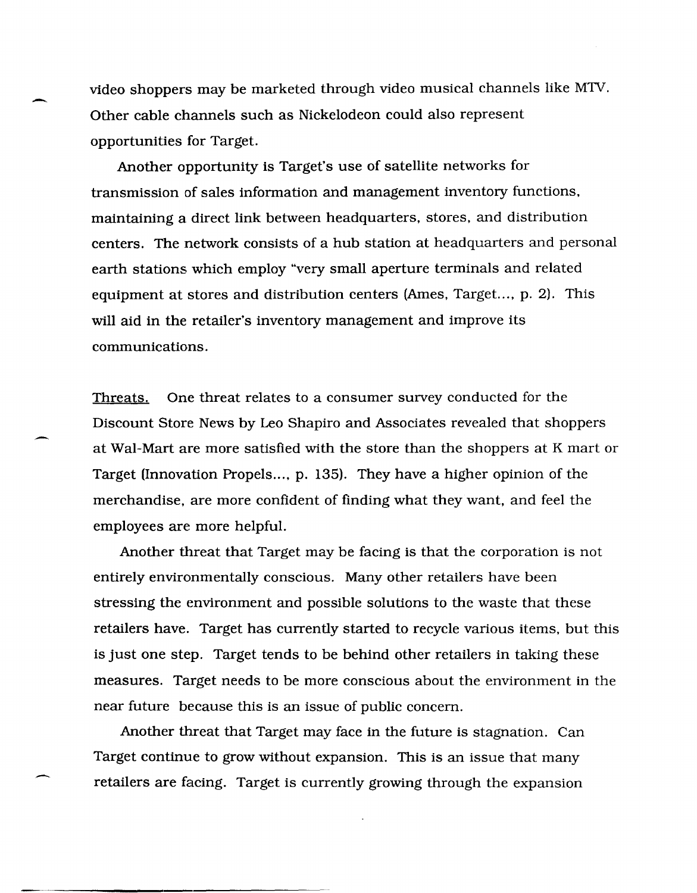video shoppers may be marketed through video musical channels like MTV. Other cable channels such as Nickelodeon could also represent opportunities for Target.

Another opportunity is Target's use of satellite networks for transmission of sales information and management inventory functions, maintaining a direct link between headquarters, stores, and distribution centers. The network consists of a hub station at headquarters and personal earth stations which employ "very small aperture terminals and related equipment at stores and distribution centers (Ames, Target..., p. 2). This will aid in the retailer's inventory management and improve its communications.

<u>Threats.</u> One threat relates to a consumer survey conducted for the Discount Store News by Leo Shapiro and Associates revealed that shoppers at Wal-Mart are more satisfied with the store than the shoppers at K mart or Target (Innovation Propels..., p. 135). They have a higher opinion of the merchandise, are more confident of finding what they want, and feel the employees are more helpful.

Another threat that Target may be facing is that the corporation is not entirely environmentally conscious. Many other retailers have been stressing the environment and possible solutions to the waste that these retailers have. Target has currently started to recycle various items, but this is just one step. Target tends to be behind other retailers in taking these measures. Target needs to be more conscious about the environment in the near future because this is an issue of public concern.

Another threat that Target may face in the future is stagnation. Can Target continue to grow without expansion. This is an issue that many retailers are facing. Target is currently growing through the expansion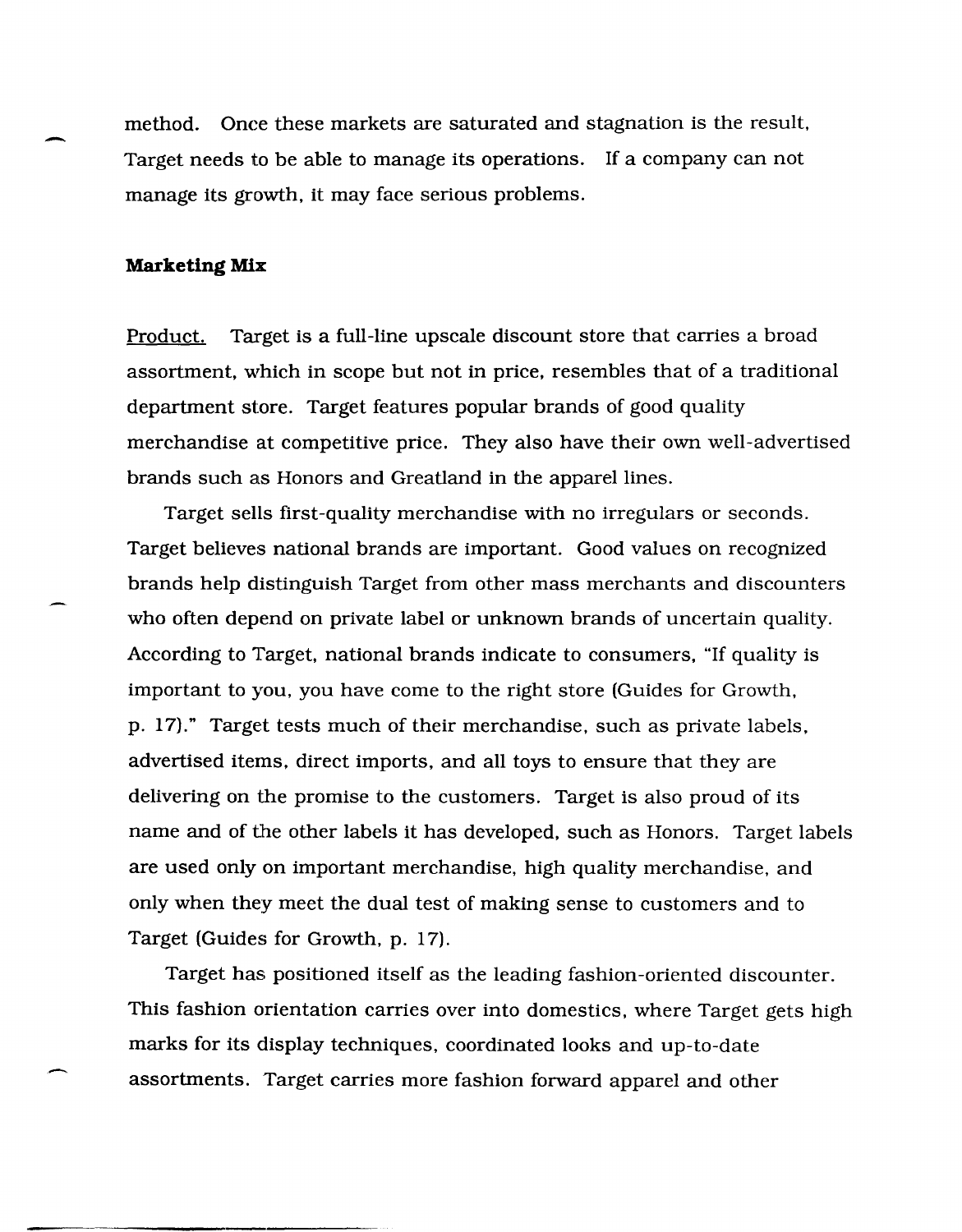method. Once these markets are saturated and stagnation is the result, Target needs to be able to manage its operations. If a company can not manage its growth, it may face serious problems.

**Marketing Mix**

Product. Target is a full-line upscale discount store that carries a broad assortment, which in scope but not in price, resembles that of a traditional department store. Target features popular brands of good quality merchandise at competitive price. They also have their own well-advertised brands such as Honors and Greatland in the apparel lines.

Target sells first-quality merchandise with no irregulars or seconds. Target believes national brands are important. Good values on recognized brands help distinguish Target from other mass merchants and discounters who often depend on private label or unknown brands of uncertain quality. According to Target, national brands indicate to consumers, "If quality is important to you, you have come to the right store (Guides for Growth, p. 17)." Target tests much of their merchandise, such as private labels, advertised items, direct imports, and all toys to ensure that they are delivering on the promise to the customers. Target is also proud of its name and of the other labels it has developed, such as Honors. Target labels are used only on important merchandise, high quality merchandise, and only when they meet the dual test of making sense to customers and to Target (Guides for Growth, p. 17).

Target has positioned itself as the leading fashion-oriented discounter. This fashion orientation carries over into domestics, where Target gets high marks for its display techniques, coordinated looks and up-to-date assortments. Target carries more fashion forward apparel and other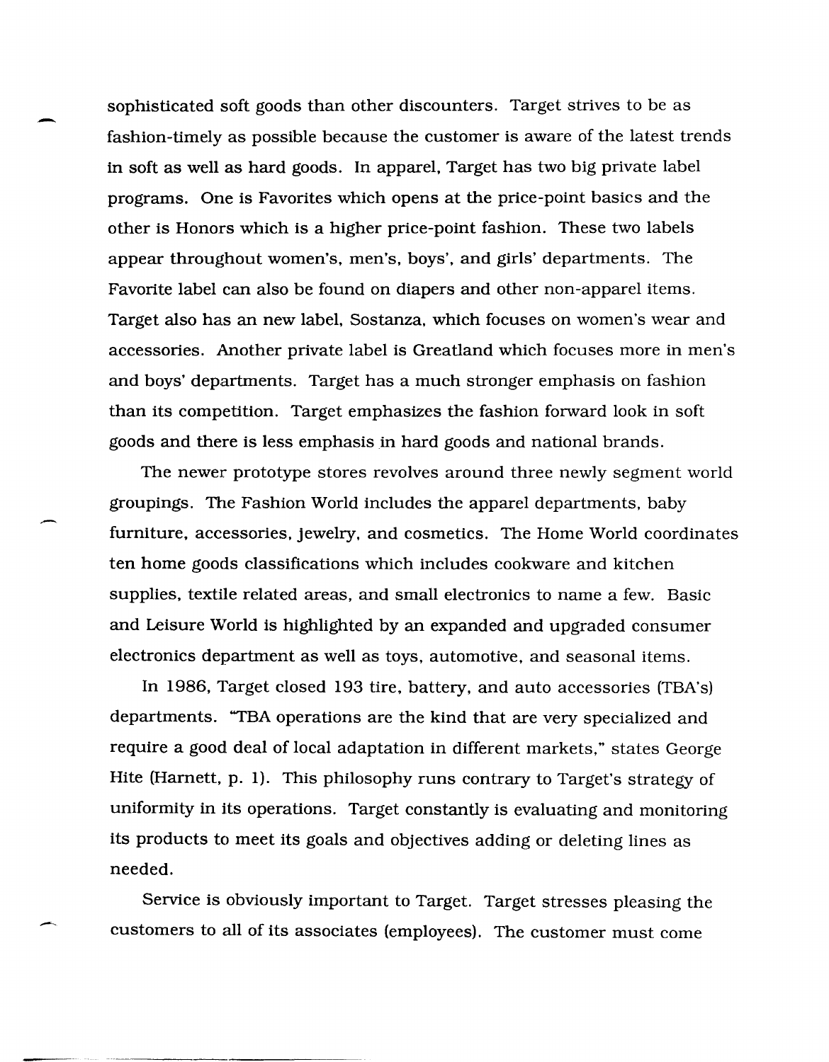sophisticated soft goods than other discounters. Target strives to be as fashion-timely as possible because the customer is aware of the latest trends in soft as well as hard goods. In apparel, Target has two big private label programs. One is Favorites which opens at the price-point basics and the other is Honors which is a higher price-point fashion. These two labels appear throughout women's, men's, boys', and girls' departments. The Favorite label can also be found on diapers and other non-apparel items. Target also has an new label, Sostanza, which focuses on women's wear and accessories. Another private label is Greatland which focuses more in men's and boys' departments. Target has a much stronger emphasis on fashion than its competition. Target emphasizes the fashion forward look in soft goods and there is less emphasis in hard goods and national brands.

The newer prototype stores revolves around three newly segment world groupings. The Fashion World includes the apparel departments, baby furniture, accessories, jewelry, and cosmetics. The Home World coordinates ten home goods classifications which includes cookware and kitchen supplies, textile related areas, and small electronics to name a few. Basic and Leisure World is highlighted by an expanded and upgraded consumer electronics department as well as toys, automotive, and seasonal items.

In 1986, Target closed 193 tire, battery, and auto accessories (TBA's) departments. "TBA operations are the kind that are very specialized and require a good deal of local adaptation in different markets," states George Hite (Harnett, p. 1). This philosophy runs contrary to Target's strategy of uniformity in its operations. Target constantly is evaluating and monitoring its products to meet its goals and objectives adding or deleting lines as needed.

Service is obviously important to Target. Target stresses pleasing the customers to all of its associates (employees). The customer must come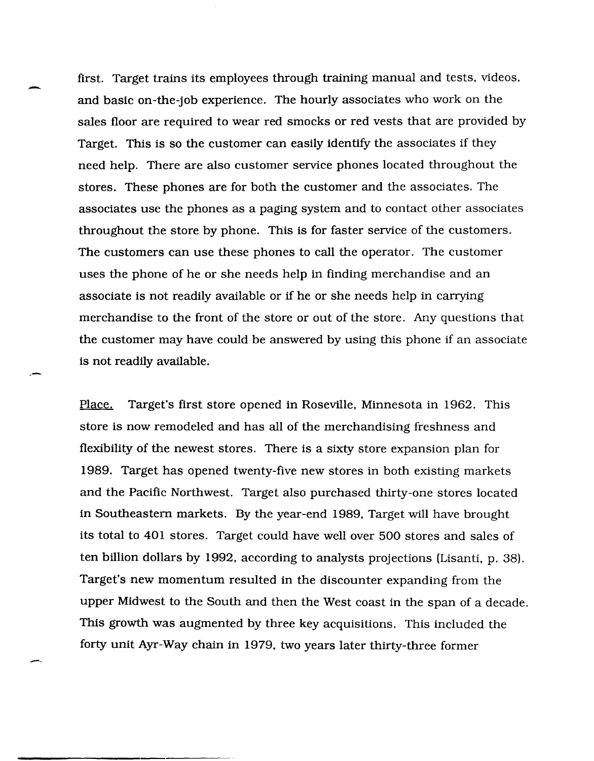first. Target trains its employees through training manual and tests, videos, and basic on-the-job experience. The hourly associates who work on the sales floor are required to wear red smocks or red vests that are provided by Target. This is so the customer can easily identify the associates if they need help. There are also customer service phones located throughout the stores. These phones are for both the customer and the associates. The associates use the phones as a paging system and to contact other associates throughout the store by phone. This is for faster service of the customers. The customers can use these phones to call the operator. The customer uses the phone of he or she needs help in finding merchandise and an associate is not readily available or if he or she needs help in carrying merchandise to the front of the store or out of the store. Any questions that the customer may have could be answered by using this phone if an associate is not readily available.

Place. Target's first store opened in Roseville, Minnesota in 1962. This store is now remodeled and has all of the merchandising freshness and flexibility of the newest stores. There is a sixty store expansion plan for 1989. Target has opened twenty-five new stores in both existing markets and the Pacific Northwest. Target also purchased thirty-one stores located in Southeastern markets. By the year-end 1989, Target will have brought its total to 401 stores. Target could have well over 500 stores and sales of ten billion dollars by 1992, according to analysts projections (Lisanti, p. 38). Target's new momentum resulted in the discounter expanding from the upper Midwest to the South and then the West coast in the span of a decade. This growth was augmented by three key acquisitions. This included the forty unit Ayr-Way chain in 1979, two years later thirty-three former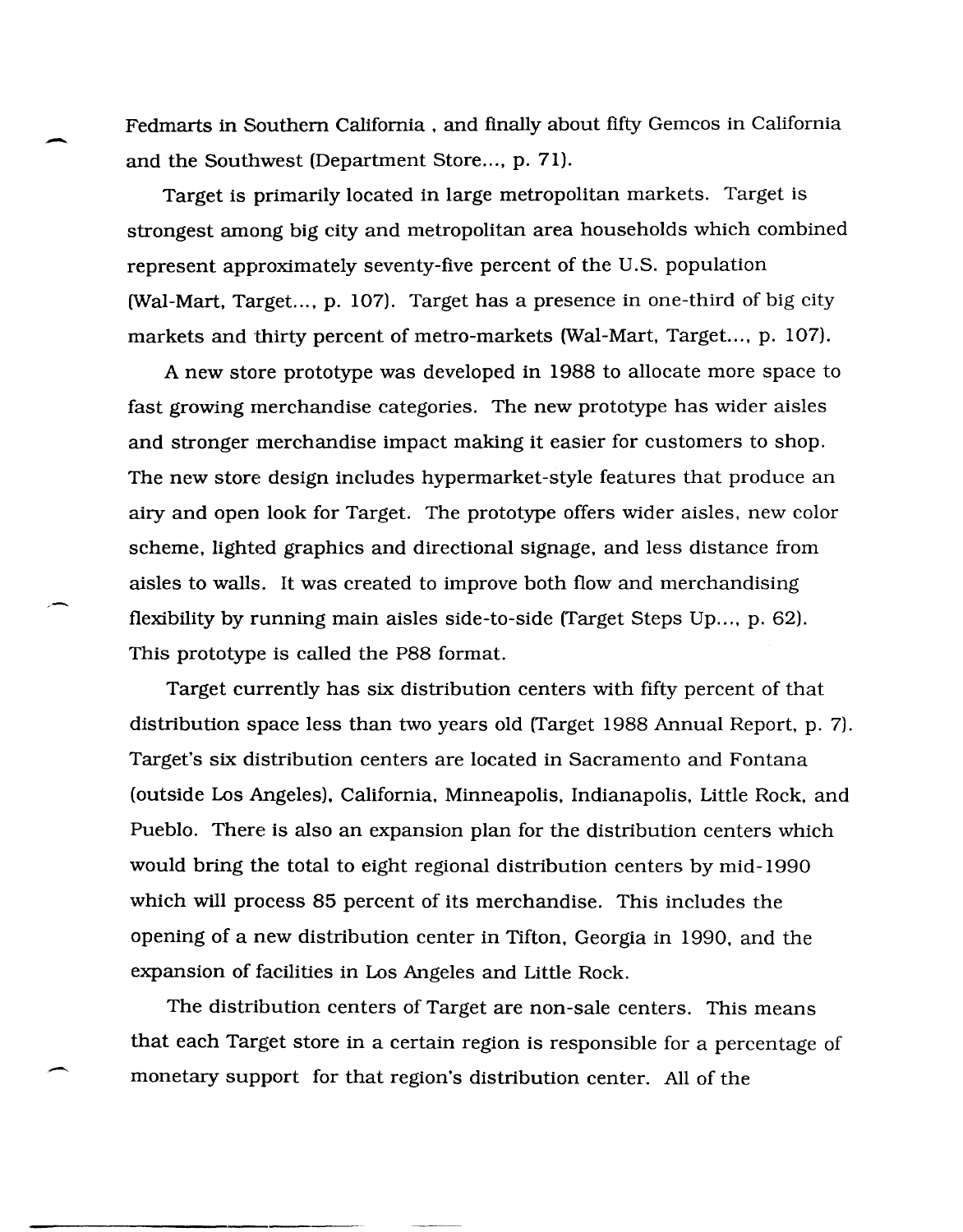Fedmarts in Southern California , and finally about fifty Gemcos in California and the Southwest (Department Store..., p. 71).

Target is primarily located in large metropolitan markets. Target is strongest among big city and metropolitan area households which combined represent approximately seventy-five percent of the U.S. population (Wal-Mart, Target..., p. 107). Target has a presence in one-third of big city markets and thirty percent of metro-markets (Wal-Mart, Target..., p. 107).

A new store prototype was developed in 1988 to allocate more space to fast growing merchandise categories. The new prototype has wider aisles and stronger merchandise impact making it easier for customers to shop. The new store design includes hypermarket-style features that produce an airy and open look for Target. The prototype offers wider aisles, new color scheme, lighted graphics and directional signage, and less distance from aisles to walls. It was created to improve both flow and merchandising flexibility by running main aisles side-to-side (Target Steps Up..., p. 62). This prototype is called the P88 format.

Target currently has six distribution centers with fifty percent of that distribution space less than two years old (Target 1988 Annual Report, p. 7). Target's six distribution centers are located in Sacramento and Fontana (outside Los Angeles), California, Minneapolis, Indianapolis, Little Rock, and Pueblo. There is also an expansion plan for the distribution centers which would bring the total to eight regional distribution centers by mid-1990 which will process 85 percent of its merchandise. This includes the opening of a new distribution center in Tifton, Georgia in 1990, and the expansion of facilities in Los Angeles and Little Rock.

The distribution centers of Target are non-sale centers. This means that each Target store in a certain region is responsible for a percentage of monetary support for that region's distribution center. All of the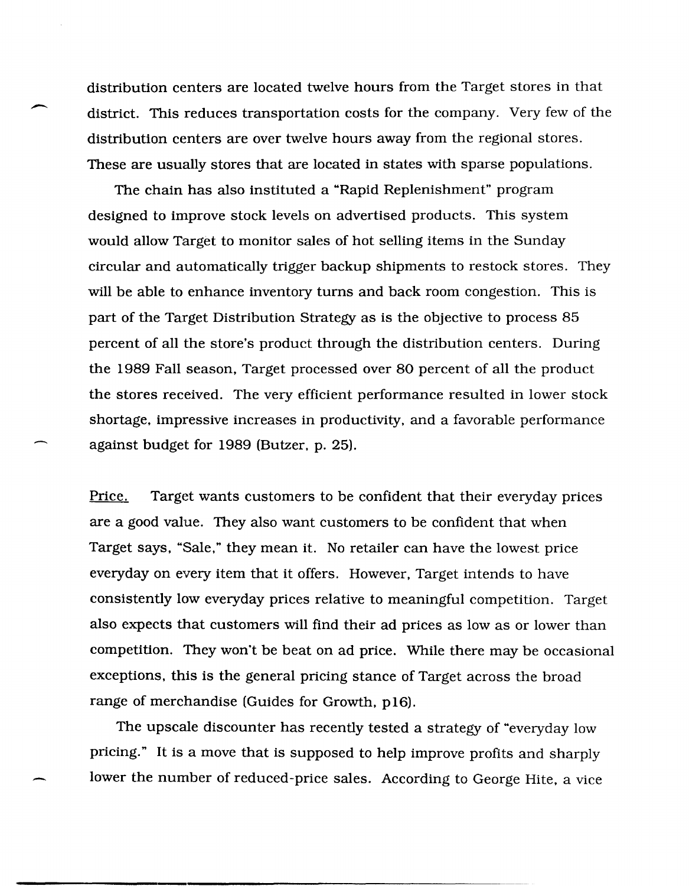distribution centers are located twelve hours from the Target stores in that district. This reduces transportation costs for the company. Very few of the distribution centers are over twelve hours away from the regional stores. These are usually stores that are located in states with sparse populations.

The chain has also instituted a "Rapid Replenishment" program designed to improve stock levels on advertised products. This system would allow Target to monitor sales of hot selling items in the Sunday circular and automatically trigger backup shipments to restock stores. They will be able to enhance inventory turns and back room congestion. This is part of the Target Distribution Strategy as is the objective to process 85 percent of all the store's product through the distribution centers. During the 1989 Fall season, Target processed over 80 percent of all the product the stores received. The very efficient performance resulted in lower stock shortage, impressive increases in productivity, and a favorable performance against budget for 1989 (Butzer, p. 25).

Price. Target wants customers to be confident that their everyday prices are a good value. They also want customers to be confident that when Target says, "Sale," they mean it. No retailer can have the lowest price everyday on every item that it offers. However, Target intends to have consistently low everyday prices relative to meaningful competition. Target also expects that customers will find their ad prices as low as or lower than competition. They won't be beat on ad price. While there may be occasional exceptions, this is the general pricing stance of Target across the broad range of merchandise (Guides for Growth, p16).

The upscale discounter has recently tested a strategy of "everyday low pricing." It is a move that is supposed to help improve profits and sharply lower the number of reduced-price sales. According to George Hite, a vice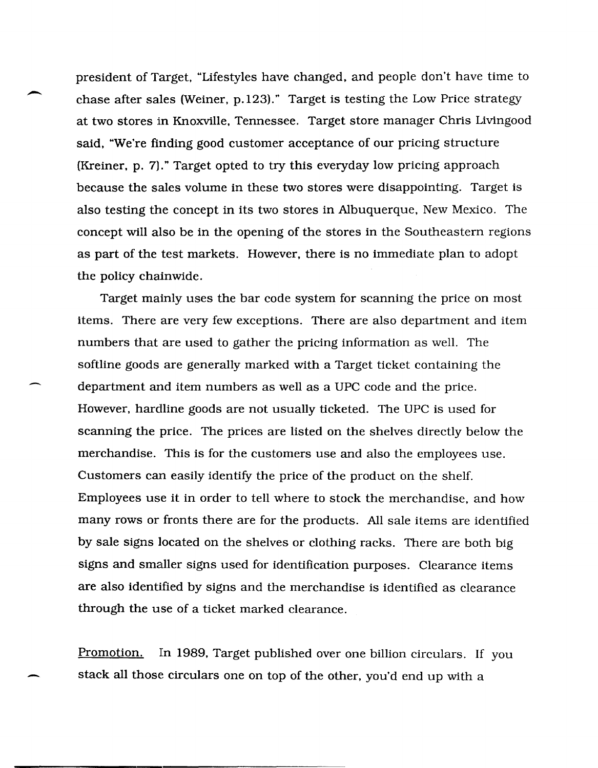president of Target, "Lifestyles have changed, and people don't have time to chase after sales (Weiner, p.123)." Target is testing the Low Price strategy at two stores in Knoxville, Tennessee. Target store manager Chris Livingood said, "We're finding good customer acceptance of our pricing structure (Kreiner, p. 7)." Target opted to try this everyday low pricing approach because the sales volume in these two stores were disappointing. Target is also testing the concept in its two stores in Albuquerque, New Mexico. The concept will also be in the opening of the stores in the Southeastern regions as part of the test markets. However, there is no immediate plan to adopt the policy chainwide.

Target mainly uses the bar code system for scanning the price on most items. There are very few exceptions. There are also department and item numbers that are used to gather the pricing information as well. The softline goods are generally marked with a Target ticket containing the department and item numbers as well as a UPC code and the price. However, hardline goods are not usually ticketed. The UPC is used for scanning the price. The prices are listed on the shelves directly below the merchandise. This is for the customers use and also the employees use. Customers can easily identify the price of the product on the shelf. Employees use it in order to tell where to stock the merchandise, and how many rows or fronts there are for the products. All sale items are identified by sale signs located on the shelves or clothing racks. There are both big signs and smaller signs used for identification purposes. Clearance items are also identified by signs and the merchandise is identified as clearance through the use of a ticket marked clearance.

<u>Promotion.</u> In 1989, Target published over one billion circulars. If you stack all those circulars one on top of the other, you'd end up with a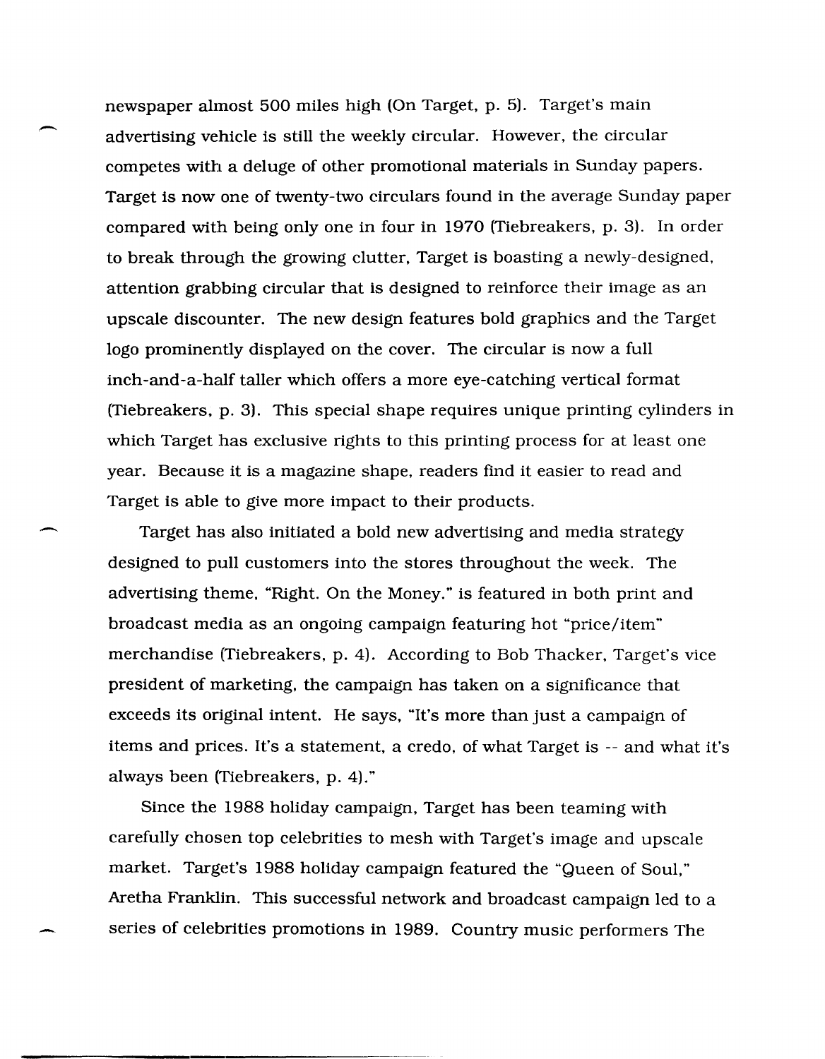newspaper almost 500 miles high (On Target, p. 5). Target's main advertising vehicle is still the weekly circular. However, the circular competes with a deluge of other promotional materials in Sunday papers. Target is now one of twenty-two circulars found in the average Sunday paper compared with being only one in four in 1970 (Tiebreakers, p. 3). In order to break through the growing clutter, Target is boasting a newly-designed, attention grabbing circular that is designed to reinforce their image as an upscale discounter. The new design features bold graphics and the Target logo prominently displayed on the cover. The circular is now a full inch-and-a-half taller which offers a more eye-catching vertical format (Tiebreakers, p. 3). This special shape requires unique printing cylinders in which Target has exclusive rights to this printing process for at least one year. Because it is a magazine shape, readers find it easier to read and Target is able to give more impact to their products.

Target has also initiated a bold new advertising and media strategy designed to pull customers into the stores throughout the week. The advertising theme, "Right. On the Money." is featured in both print and broadcast media as an ongoing campaign featuring hot "price/item" merchandise (Tiebreakers, p. 4). According to Bob Thacker, Target's vice president of marketing, the campaign has taken on a significance that exceeds its original intent. He says, "It's more than just a campaign of items and prices. It's a statement, a credo, of what Target is -- and what it's always been (Tiebreakers, p. 4)."

Since the 1988 holiday campaign, Target has been teaming with carefully chosen top celebrities to mesh with Target's image and upscale market. Target's 1988 holiday campaign featured the "Queen of Soul," Aretha Franklin. This successful network and broadcast campaign led to a series of celebrities promotions in 1989. Country music performers The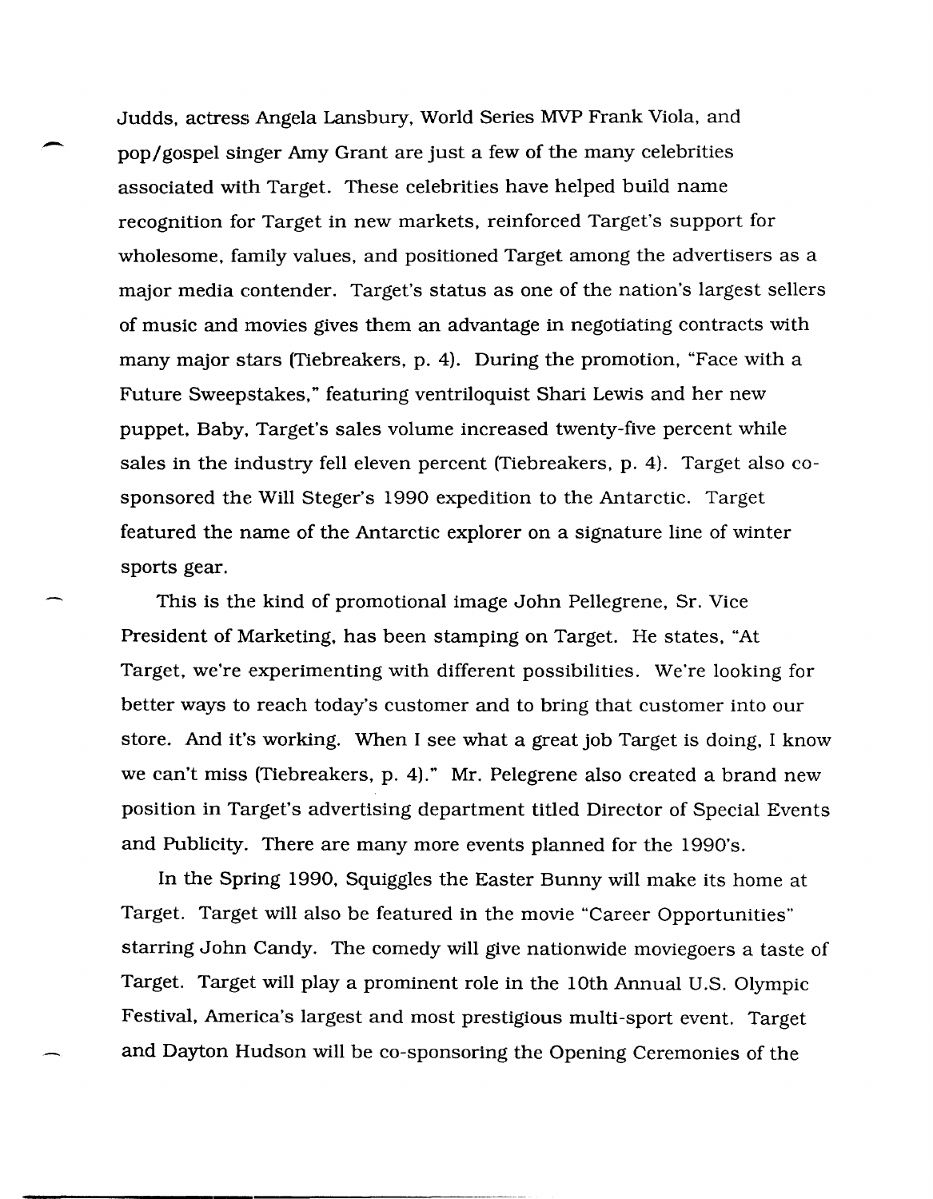Judds, actress Angela Lansbury, World Series MVP Frank Viola, and pop/gospel singer Amy Grant are just a few of the many celebrities associated with Target. These celebrities have helped build name recognition for Target in new markets, reinforced Target's support for wholesome, family values, and positioned Target among the advertisers as a major media contender. Target's status as one of the nation's largest sellers of music and movies gives them an advantage in negotiating contracts with many major stars (Tiebreakers, p. 4). During the promotion, "Face with a Future Sweepstakes," featuring ventriloquist Shari Lewis and her new puppet, Baby, Target's sales volume increased twenty-five percent while sales in the industry fell eleven percent (Tiebreakers, p. 4). Target also co-sponsored the Will Steger's 1990 expedition to the Antarctic. Target featured the name of the Antarctic explorer on a signature line of winter sports gear.

This is the kind of promotional image John Pellegrene, Sr. Vice President of Marketing, has been stamping on Target. He states, "At Target, we're experimenting with different possibilities. We're looking for better ways to reach today's customer and to bring that customer into our store. And it's working. When I see what a great job Target is doing, I know we can't miss (Tiebreakers, p. 4)." Mr. Pelegrene also created a brand new position in Target's advertising department titled Director of Special Events and Publicity. There are many more events planned for the 1990's.

In the Spring 1990, Squiggles the Easter Bunny will make its home at Target. Target will also be featured in the movie "Career Opportunities" starring John Candy. The comedy will give nationwide moviegoers a taste of Target. Target will play a prominent role in the 10th Annual U.S. Olympic Festival, America's largest and most prestigious multi-sport event. Target and Dayton Hudson will be co-sponsoring the Opening Ceremonies of the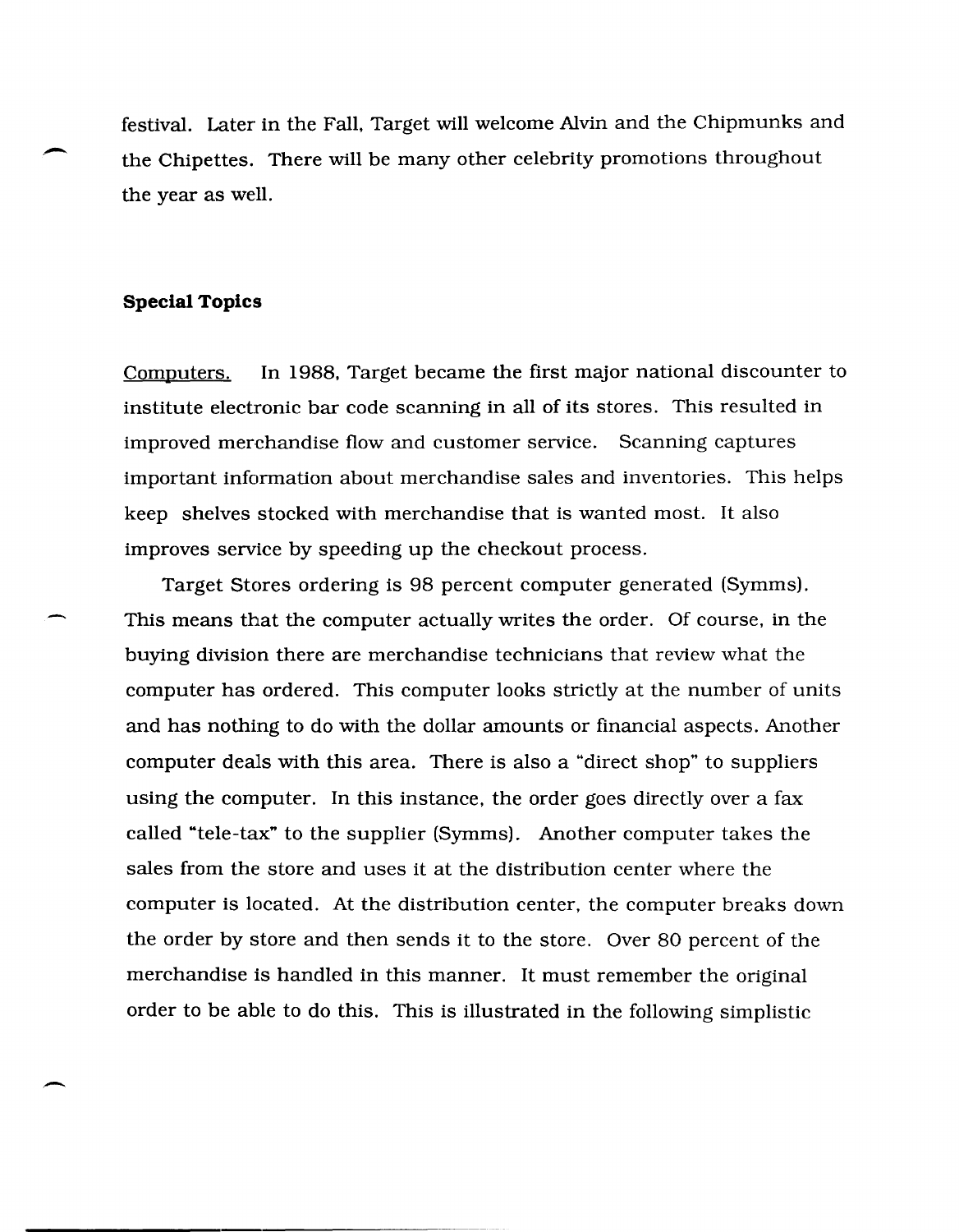festival. Later in the Fall, Target will welcome Alvin and the Chipmunks and the Chipettes. There will be many other celebrity promotions throughout the year as well.

**Special Topics**

Computers. In 1988, Target became the first major national discounter to institute electronic bar code scanning in all of its stores. This resulted in improved merchandise flow and customer service. Scanning captures important information about merchandise sales and inventories. This helps keep shelves stocked with merchandise that is wanted most. It also improves service by speeding up the checkout process.

Target Stores ordering is 98 percent computer generated (Symms). This means that the computer actually writes the order. Of course, in the buying division there are merchandise technicians that review what the computer has ordered. This computer looks strictly at the number of units and has nothing to do with the dollar amounts or financial aspects. Another computer deals with this area. There is also a "direct shop" to suppliers using the computer. In this instance, the order goes directly over a fax called "tele-tax" to the supplier (Symms). Another computer takes the sales from the store and uses it at the distribution center where the computer is located. At the distribution center, the computer breaks down the order by store and then sends it to the store. Over 80 percent of the merchandise is handled in this manner. It must remember the original order to be able to do this. This is illustrated in the following simplistic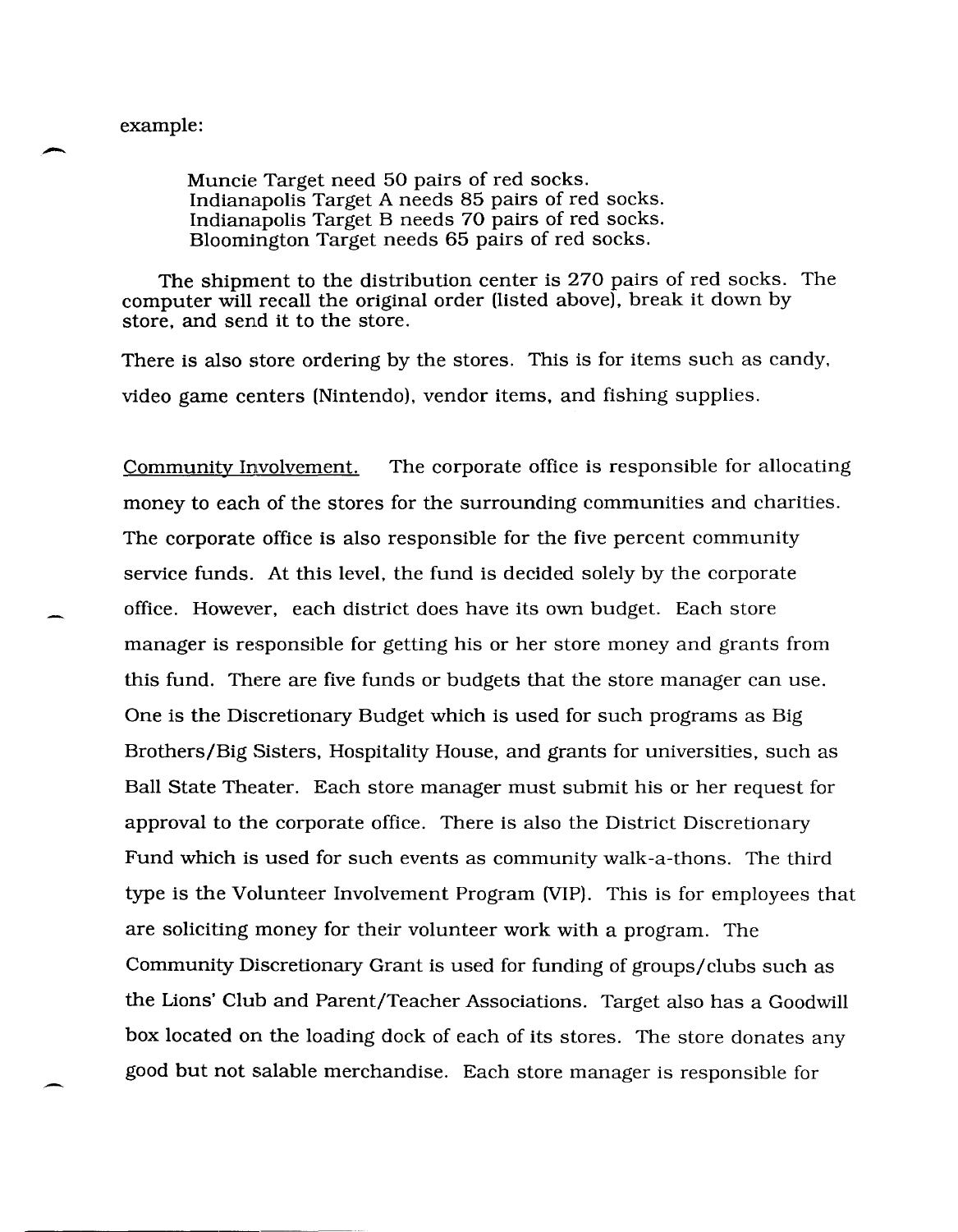example:

> Muncie Target need 50 pairs of red socks.
> Indianapolis Target A needs 85 pairs of red socks.
> Indianapolis Target B needs 70 pairs of red socks.
> Bloomington Target needs 65 pairs of red socks.

The shipment to the distribution center is 270 pairs of red socks. The computer will recall the original order (listed above), break it down by store, and send it to the store.

There is also store ordering by the stores. This is for items such as candy, video game centers (Nintendo), vendor items, and fishing supplies.

<u>Community Involvement.</u> The corporate office is responsible for allocating money to each of the stores for the surrounding communities and charities. The corporate office is also responsible for the five percent community service funds. At this level, the fund is decided solely by the corporate office. However, each district does have its own budget. Each store manager is responsible for getting his or her store money and grants from this fund. There are five funds or budgets that the store manager can use. One is the Discretionary Budget which is used for such programs as Big Brothers/Big Sisters, Hospitality House, and grants for universities, such as Ball State Theater. Each store manager must submit his or her request for approval to the corporate office. There is also the District Discretionary Fund which is used for such events as community walk-a-thons. The third type is the Volunteer Involvement Program (VIP). This is for employees that are soliciting money for their volunteer work with a program. The Community Discretionary Grant is used for funding of groups/clubs such as the Lions' Club and Parent/Teacher Associations. Target also has a Goodwill box located on the loading dock of each of its stores. The store donates any good but not salable merchandise. Each store manager is responsible for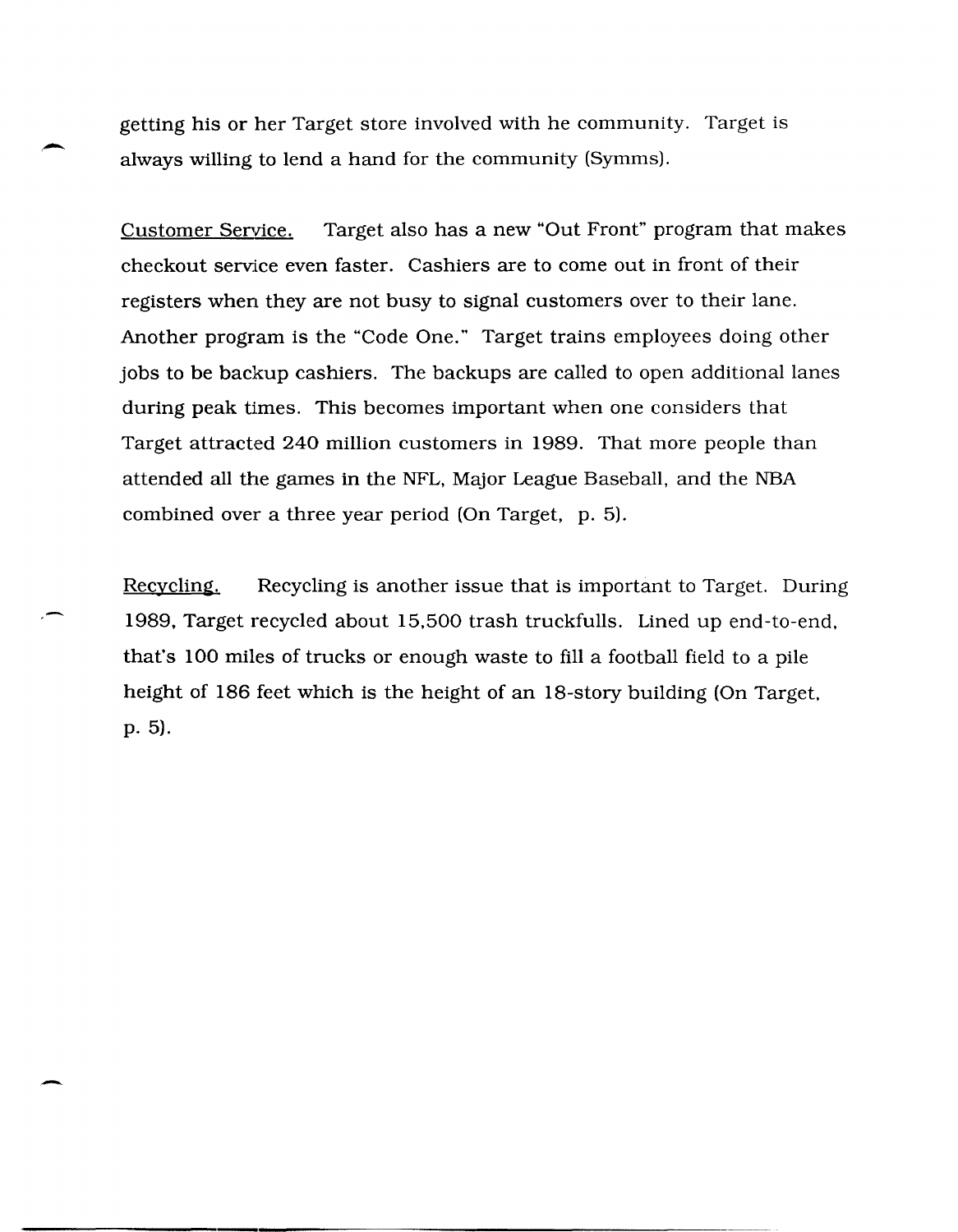getting his or her Target store involved with he community. Target is always willing to lend a hand for the community (Symms).

Customer Service. Target also has a new "Out Front" program that makes checkout service even faster. Cashiers are to come out in front of their registers when they are not busy to signal customers over to their lane. Another program is the "Code One." Target trains employees doing other jobs to be backup cashiers. The backups are called to open additional lanes during peak times. This becomes important when one considers that Target attracted 240 million customers in 1989. That more people than attended all the games in the NFL, Major League Baseball, and the NBA combined over a three year period (On Target, p. 5).

Recycling. Recycling is another issue that is important to Target. During 1989, Target recycled about 15,500 trash truckfulls. Lined up end-to-end, that's 100 miles of trucks or enough waste to fill a football field to a pile height of 186 feet which is the height of an 18-story building (On Target, p. 5).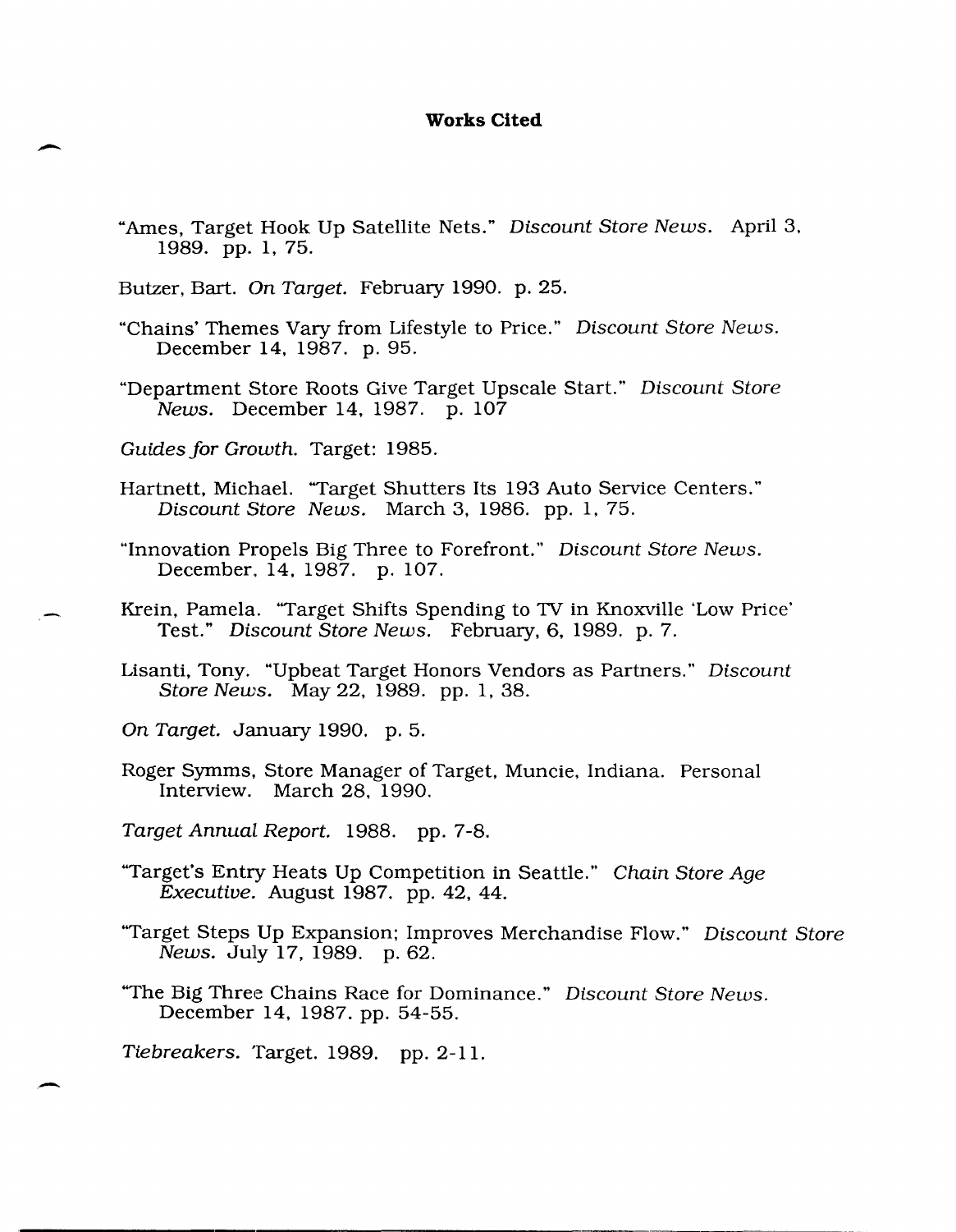**Works Cited**

"Ames, Target Hook Up Satellite Nets." *Discount Store News.* April 3, 1989. pp. 1, 75.

Butzer, Bart. *On Target.* February 1990. p. 25.

"Chains' Themes Vary from Lifestyle to Price." *Discount Store News.* December 14, 1987. p. 95.

"Department Store Roots Give Target Upscale Start." *Discount Store News.* December 14, 1987. p. 107

*Guides for Growth.* Target: 1985.

Hartnett, Michael. "Target Shutters Its 193 Auto Service Centers." *Discount Store News.* March 3, 1986. pp. 1, 75.

"Innovation Propels Big Three to Forefront." *Discount Store News.* December, 14, 1987. p. 107.

Krein, Pamela. "Target Shifts Spending to TV in Knoxville 'Low Price' Test." *Discount Store News.* February, 6, 1989. p. 7.

Lisanti, Tony. "Upbeat Target Honors Vendors as Partners." *Discount Store News.* May 22, 1989. pp. 1, 38.

*On Target.* January 1990. p. 5.

Roger Symms, Store Manager of Target, Muncie, Indiana. Personal Interview. March 28, 1990.

*Target Annual Report.* 1988. pp. 7-8.

"Target's Entry Heats Up Competition in Seattle." *Chain Store Age Executive.* August 1987. pp. 42, 44.

"Target Steps Up Expansion; Improves Merchandise Flow." *Discount Store News.* July 17, 1989. p. 62.

"The Big Three Chains Race for Dominance." *Discount Store News.* December 14, 1987. pp. 54-55.

*Tiebreakers.* Target. 1989. pp. 2-11.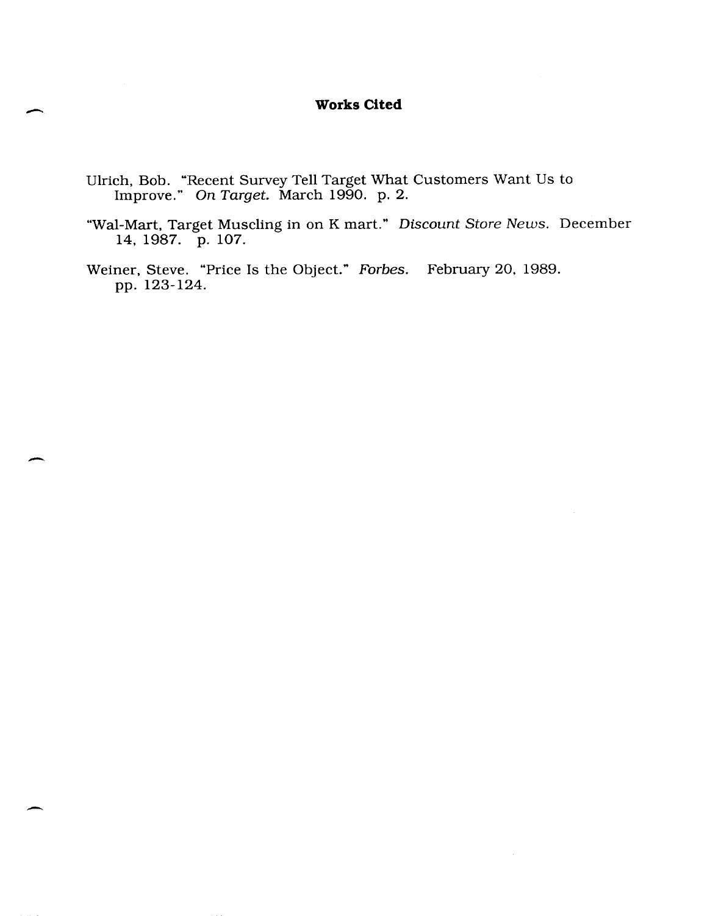# Works Cited

Ulrich, Bob. "Recent Survey Tell Target What Customers Want Us to Improve." *On Target.* March 1990. p. 2.

"Wal-Mart, Target Muscling in on K mart." *Discount Store News.* December 14, 1987. p. 107.

Weiner, Steve. "Price Is the Object." *Forbes.* February 20, 1989. pp. 123-124.